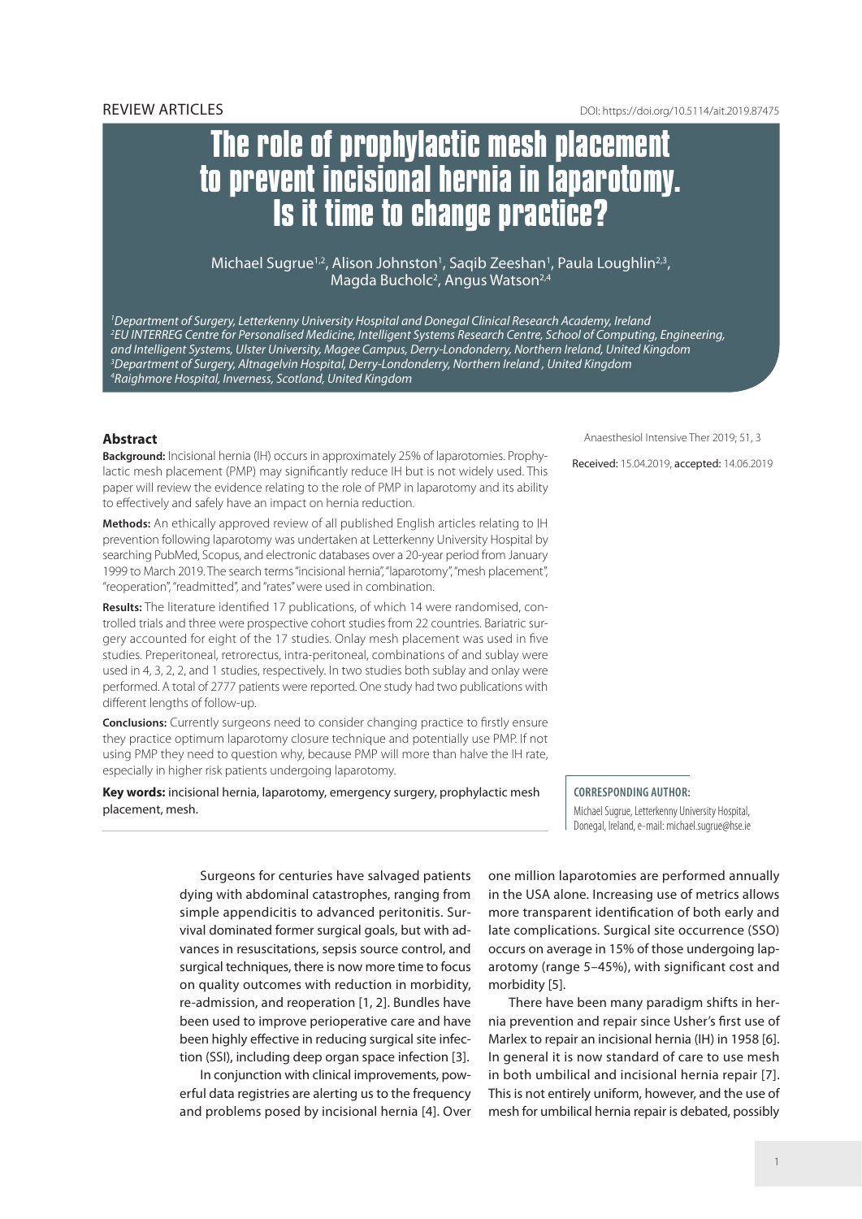REVIEW ARTICLES

DOI: https://doi.org/10.5114/ait.2019.87475

# The role of prophylactic mesh placement to prevent incisional hernia in laparotomy. Is it time to change practice?

Michael Sugrue[1,2], Alison Johnston[1], Saqib Zeeshan[1], Paula Loughlin[2,3], Magda Bucholc[2], Angus Watson[2,4]

*[1]Department of Surgery, Letterkenny University Hospital and Donegal Clinical Research Academy, Ireland*
*[2]EU INTERREG Centre for Personalised Medicine, Intelligent Systems Research Centre, School of Computing, Engineering, and Intelligent Systems, Ulster University, Magee Campus, Derry-Londonderry, Northern Ireland, United Kingdom*
*[3]Department of Surgery, Altnagelvin Hospital, Derry-Londonderry, Northern Ireland , United Kingdom*
*[4]Raighmore Hospital, Inverness, Scotland, United Kingdom*

Anaesthesiol Intensive Ther 2019; 51, 3

Received: 15.04.2019, accepted: 14.06.2019

## Abstract

**Background:** Incisional hernia (IH) occurs in approximately 25% of laparotomies. Prophylactic mesh placement (PMP) may significantly reduce IH but is not widely used. This paper will review the evidence relating to the role of PMP in laparotomy and its ability to effectively and safely have an impact on hernia reduction.

**Methods:** An ethically approved review of all published English articles relating to IH prevention following laparotomy was undertaken at Letterkenny University Hospital by searching PubMed, Scopus, and electronic databases over a 20-year period from January 1999 to March 2019. The search terms "incisional hernia", "laparotomy", "mesh placement", "reoperation", "readmitted", and "rates" were used in combination.

**Results:** The literature identified 17 publications, of which 14 were randomised, controlled trials and three were prospective cohort studies from 22 countries. Bariatric surgery accounted for eight of the 17 studies. Onlay mesh placement was used in five studies. Preperitoneal, retrorectus, intra-peritoneal, combinations of and sublay were used in 4, 3, 2, 2, and 1 studies, respectively. In two studies both sublay and onlay were performed. A total of 2777 patients were reported. One study had two publications with different lengths of follow-up.

**Conclusions:** Currently surgeons need to consider changing practice to firstly ensure they practice optimum laparotomy closure technique and potentially use PMP. If not using PMP they need to question why, because PMP will more than halve the IH rate, especially in higher risk patients undergoing laparotomy.

**Key words:** incisional hernia, laparotomy, emergency surgery, prophylactic mesh placement, mesh.

**CORRESPONDING AUTHOR:**
Michael Sugrue, Letterkenny University Hospital, Donegal, Ireland, e-mail: michael.sugrue@hse.ie

Surgeons for centuries have salvaged patients dying with abdominal catastrophes, ranging from simple appendicitis to advanced peritonitis. Survival dominated former surgical goals, but with advances in resuscitations, sepsis source control, and surgical techniques, there is now more time to focus on quality outcomes with reduction in morbidity, re-admission, and reoperation [1, 2]. Bundles have been used to improve perioperative care and have been highly effective in reducing surgical site infection (SSI), including deep organ space infection [3].

In conjunction with clinical improvements, powerful data registries are alerting us to the frequency and problems posed by incisional hernia [4]. Over one million laparotomies are performed annually in the USA alone. Increasing use of metrics allows more transparent identification of both early and late complications. Surgical site occurrence (SSO) occurs on average in 15% of those undergoing laparotomy (range 5–45%), with significant cost and morbidity [5].

There have been many paradigm shifts in hernia prevention and repair since Usher's first use of Marlex to repair an incisional hernia (IH) in 1958 [6]. In general it is now standard of care to use mesh in both umbilical and incisional hernia repair [7]. This is not entirely uniform, however, and the use of mesh for umbilical hernia repair is debated, possibly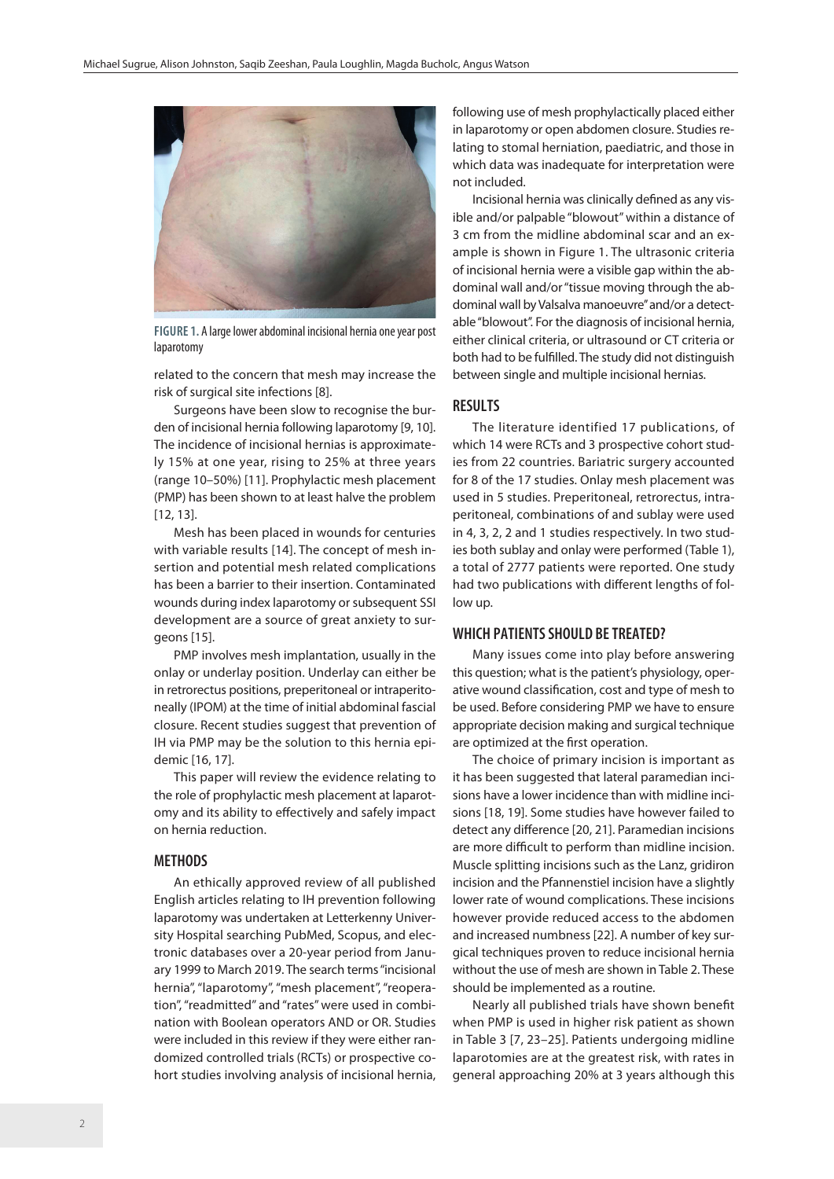FIGURE 1. A large lower abdominal incisional hernia one year post laparotomy

related to the concern that mesh may increase the risk of surgical site infections [8].

Surgeons have been slow to recognise the burden of incisional hernia following laparotomy [9, 10]. The incidence of incisional hernias is approximately 15% at one year, rising to 25% at three years (range 10–50%) [11]. Prophylactic mesh placement (PMP) has been shown to at least halve the problem [12, 13].

Mesh has been placed in wounds for centuries with variable results [14]. The concept of mesh insertion and potential mesh related complications has been a barrier to their insertion. Contaminated wounds during index laparotomy or subsequent SSI development are a source of great anxiety to surgeons [15].

PMP involves mesh implantation, usually in the onlay or underlay position. Underlay can either be in retrorectus positions, preperitoneal or intraperitoneally (IPOM) at the time of initial abdominal fascial closure. Recent studies suggest that prevention of IH via PMP may be the solution to this hernia epidemic [16, 17].

This paper will review the evidence relating to the role of prophylactic mesh placement at laparotomy and its ability to effectively and safely impact on hernia reduction.

## METHODS

An ethically approved review of all published English articles relating to IH prevention following laparotomy was undertaken at Letterkenny University Hospital searching PubMed, Scopus, and electronic databases over a 20-year period from January 1999 to March 2019. The search terms "incisional hernia", "laparotomy", "mesh placement", "reoperation", "readmitted" and "rates" were used in combination with Boolean operators AND or OR. Studies were included in this review if they were either randomized controlled trials (RCTs) or prospective cohort studies involving analysis of incisional hernia, following use of mesh prophylactically placed either in laparotomy or open abdomen closure. Studies relating to stomal herniation, paediatric, and those in which data was inadequate for interpretation were not included.

Incisional hernia was clinically defined as any visible and/or palpable "blowout" within a distance of 3 cm from the midline abdominal scar and an example is shown in Figure 1. The ultrasonic criteria of incisional hernia were a visible gap within the abdominal wall and/or "tissue moving through the abdominal wall by Valsalva manoeuvre" and/or a detectable "blowout". For the diagnosis of incisional hernia, either clinical criteria, or ultrasound or CT criteria or both had to be fulfilled. The study did not distinguish between single and multiple incisional hernias.

## RESULTS

The literature identified 17 publications, of which 14 were RCTs and 3 prospective cohort studies from 22 countries. Bariatric surgery accounted for 8 of the 17 studies. Onlay mesh placement was used in 5 studies. Preperitoneal, retrorectus, intraperitoneal, combinations of and sublay were used in 4, 3, 2, 2 and 1 studies respectively. In two studies both sublay and onlay were performed (Table 1), a total of 2777 patients were reported. One study had two publications with different lengths of follow up.

## WHICH PATIENTS SHOULD BE TREATED?

Many issues come into play before answering this question; what is the patient's physiology, operative wound classification, cost and type of mesh to be used. Before considering PMP we have to ensure appropriate decision making and surgical technique are optimized at the first operation.

The choice of primary incision is important as it has been suggested that lateral paramedian incisions have a lower incidence than with midline incisions [18, 19]. Some studies have however failed to detect any difference [20, 21]. Paramedian incisions are more difficult to perform than midline incision. Muscle splitting incisions such as the Lanz, gridiron incision and the Pfannenstiel incision have a slightly lower rate of wound complications. These incisions however provide reduced access to the abdomen and increased numbness [22]. A number of key surgical techniques proven to reduce incisional hernia without the use of mesh are shown in Table 2. These should be implemented as a routine.

Nearly all published trials have shown benefit when PMP is used in higher risk patient as shown in Table 3 [7, 23–25]. Patients undergoing midline laparotomies are at the greatest risk, with rates in general approaching 20% at 3 years although this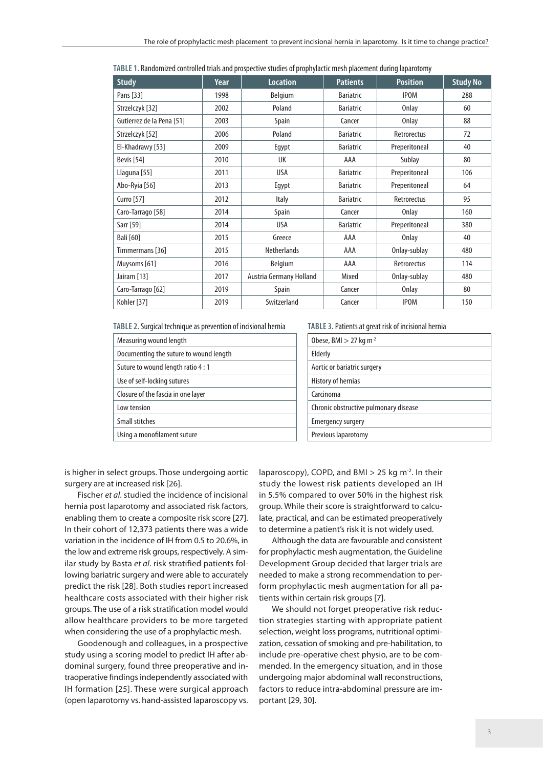**TABLE 1.** Randomized controlled trials and prospective studies of prophylactic mesh placement during laparotomy

| Study | Year | Location | Patients | Position | Study No |
|---|---|---|---|---|---|
| Pans [33] | 1998 | Belgium | Bariatric | IPOM | 288 |
| Strzelczyk [32] | 2002 | Poland | Bariatric | Onlay | 60 |
| Gutierrez de la Pena [51] | 2003 | Spain | Cancer | Onlay | 88 |
| Strzelczyk [52] | 2006 | Poland | Bariatric | Retrorectus | 72 |
| El-Khadrawy [53] | 2009 | Egypt | Bariatric | Preperitoneal | 40 |
| Bevis [54] | 2010 | UK | AAA | Sublay | 80 |
| Llaguna [55] | 2011 | USA | Bariatric | Preperitoneal | 106 |
| Abo-Ryia [56] | 2013 | Egypt | Bariatric | Preperitoneal | 64 |
| Curro [57] | 2012 | Italy | Bariatric | Retrorectus | 95 |
| Caro-Tarrago [58] | 2014 | Spain | Cancer | Onlay | 160 |
| Sarr [59] | 2014 | USA | Bariatric | Preperitoneal | 380 |
| Bali [60] | 2015 | Greece | AAA | Onlay | 40 |
| Timmermans [36] | 2015 | Netherlands | AAA | Onlay-sublay | 480 |
| Muysoms [61] | 2016 | Belgium | AAA | Retrorectus | 114 |
| Jairam [13] | 2017 | Austria Germany Holland | Mixed | Onlay-sublay | 480 |
| Caro-Tarrago [62] | 2019 | Spain | Cancer | Onlay | 80 |
| Kohler [37] | 2019 | Switzerland | Cancer | IPOM | 150 |

**TABLE 2.** Surgical technique as prevention of incisional hernia

| |
|---|
| Measuring wound length |
| Documenting the suture to wound length |
| Suture to wound length ratio 4 : 1 |
| Use of self-locking sutures |
| Closure of the fascia in one layer |
| Low tension |
| Small stitches |
| Using a monofilament suture |

**TABLE 3.** Patients at great risk of incisional hernia

| |
|---|
| Obese, BMI > 27 kg m$^{-2}$ |
| Elderly |
| Aortic or bariatric surgery |
| History of hernias |
| Carcinoma |
| Chronic obstructive pulmonary disease |
| Emergency surgery |
| Previous laparotomy |

is higher in select groups. Those undergoing aortic surgery are at increased risk [26].

Fischer *et al*. studied the incidence of incisional hernia post laparotomy and associated risk factors, enabling them to create a composite risk score [27]. In their cohort of 12,373 patients there was a wide variation in the incidence of IH from 0.5 to 20.6%, in the low and extreme risk groups, respectively. A similar study by Basta *et al*. risk stratified patients following bariatric surgery and were able to accurately predict the risk [28]. Both studies report increased healthcare costs associated with their higher risk groups. The use of a risk stratification model would allow healthcare providers to be more targeted when considering the use of a prophylactic mesh.

Goodenough and colleagues, in a prospective study using a scoring model to predict IH after abdominal surgery, found three preoperative and intraoperative findings independently associated with IH formation [25]. These were surgical approach (open laparotomy vs. hand-assisted laparoscopy vs. laparoscopy), COPD, and BMI > 25 kg m$^{-2}$. In their study the lowest risk patients developed an IH in 5.5% compared to over 50% in the highest risk group. While their score is straightforward to calculate, practical, and can be estimated preoperatively to determine a patient's risk it is not widely used.

Although the data are favourable and consistent for prophylactic mesh augmentation, the Guideline Development Group decided that larger trials are needed to make a strong recommendation to perform prophylactic mesh augmentation for all patients within certain risk groups [7].

We should not forget preoperative risk reduction strategies starting with appropriate patient selection, weight loss programs, nutritional optimization, cessation of smoking and pre-habilitation, to include pre-operative chest physio, are to be commended. In the emergency situation, and in those undergoing major abdominal wall reconstructions, factors to reduce intra-abdominal pressure are important [29, 30].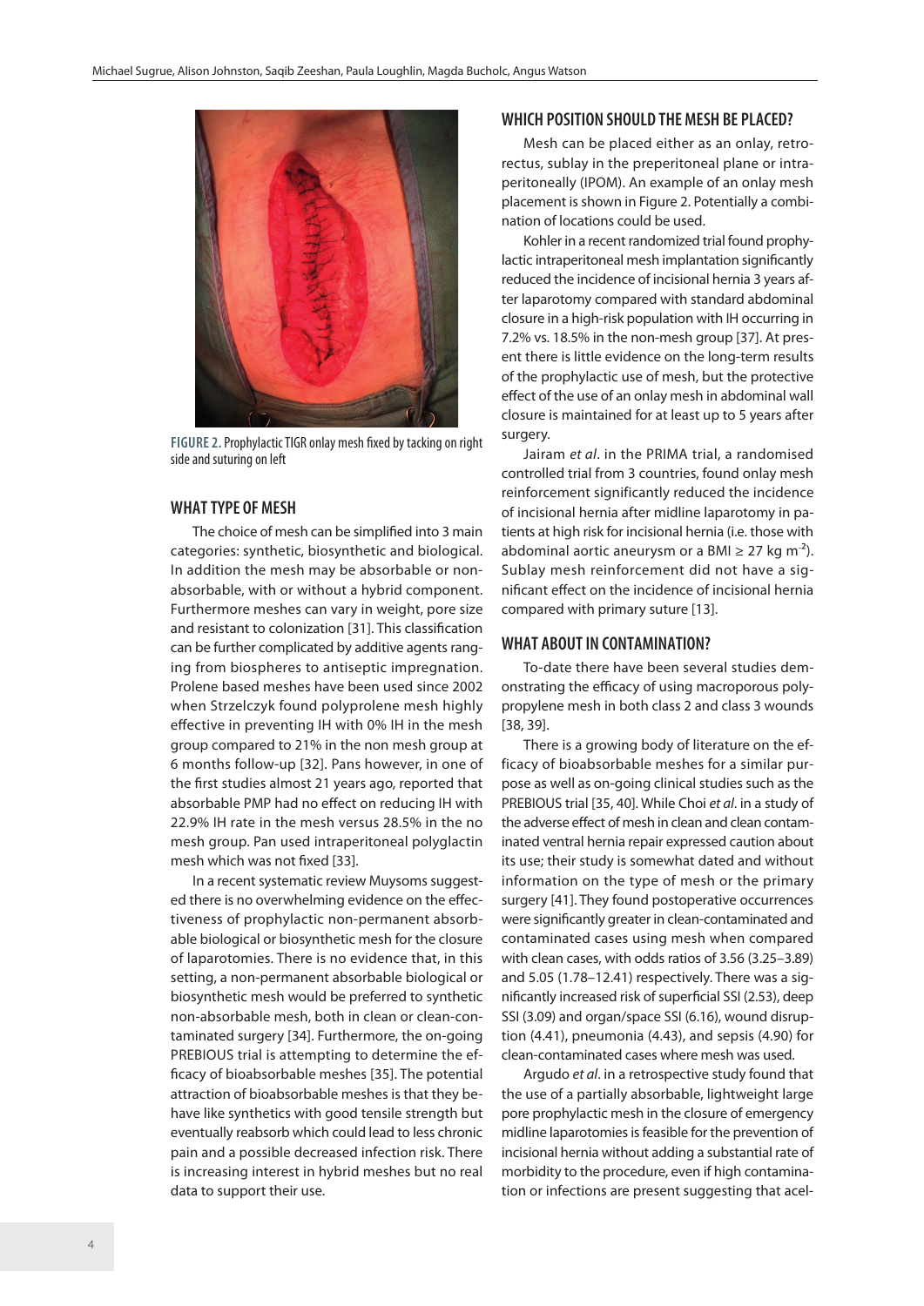FIGURE 2. Prophylactic TIGR onlay mesh fixed by tacking on right side and suturing on left

## WHAT TYPE OF MESH

The choice of mesh can be simplified into 3 main categories: synthetic, biosynthetic and biological. In addition the mesh may be absorbable or non-absorbable, with or without a hybrid component. Furthermore meshes can vary in weight, pore size and resistant to colonization [31]. This classification can be further complicated by additive agents ranging from biospheres to antiseptic impregnation. Prolene based meshes have been used since 2002 when Strzelczyk found polyprolene mesh highly effective in preventing IH with 0% IH in the mesh group compared to 21% in the non mesh group at 6 months follow-up [32]. Pans however, in one of the first studies almost 21 years ago, reported that absorbable PMP had no effect on reducing IH with 22.9% IH rate in the mesh versus 28.5% in the no mesh group. Pan used intraperitoneal polyglactin mesh which was not fixed [33].

In a recent systematic review Muysoms suggested there is no overwhelming evidence on the effectiveness of prophylactic non-permanent absorbable biological or biosynthetic mesh for the closure of laparotomies. There is no evidence that, in this setting, a non-permanent absorbable biological or biosynthetic mesh would be preferred to synthetic non-absorbable mesh, both in clean or clean-contaminated surgery [34]. Furthermore, the on-going PREBIOUS trial is attempting to determine the efficacy of bioabsorbable meshes [35]. The potential attraction of bioabsorbable meshes is that they behave like synthetics with good tensile strength but eventually reabsorb which could lead to less chronic pain and a possible decreased infection risk. There is increasing interest in hybrid meshes but no real data to support their use.

## WHICH POSITION SHOULD THE MESH BE PLACED?

Mesh can be placed either as an onlay, retrorectus, sublay in the preperitoneal plane or intraperitoneally (IPOM). An example of an onlay mesh placement is shown in Figure 2. Potentially a combination of locations could be used.

Kohler in a recent randomized trial found prophylactic intraperitoneal mesh implantation significantly reduced the incidence of incisional hernia 3 years after laparotomy compared with standard abdominal closure in a high-risk population with IH occurring in 7.2% vs. 18.5% in the non-mesh group [37]. At present there is little evidence on the long-term results of the prophylactic use of mesh, but the protective effect of the use of an onlay mesh in abdominal wall closure is maintained for at least up to 5 years after surgery.

Jairam *et al*. in the PRIMA trial, a randomised controlled trial from 3 countries, found onlay mesh reinforcement significantly reduced the incidence of incisional hernia after midline laparotomy in patients at high risk for incisional hernia (i.e. those with abdominal aortic aneurysm or a BMI ≥ 27 kg $m^{-2}$). Sublay mesh reinforcement did not have a significant effect on the incidence of incisional hernia compared with primary suture [13].

## WHAT ABOUT IN CONTAMINATION?

To-date there have been several studies demonstrating the efficacy of using macroporous polypropylene mesh in both class 2 and class 3 wounds [38, 39].

There is a growing body of literature on the efficacy of bioabsorbable meshes for a similar purpose as well as on-going clinical studies such as the PREBIOUS trial [35, 40]. While Choi *et al*. in a study of the adverse effect of mesh in clean and clean contaminated ventral hernia repair expressed caution about its use; their study is somewhat dated and without information on the type of mesh or the primary surgery [41]. They found postoperative occurrences were significantly greater in clean-contaminated and contaminated cases using mesh when compared with clean cases, with odds ratios of 3.56 (3.25–3.89) and 5.05 (1.78–12.41) respectively. There was a significantly increased risk of superficial SSI (2.53), deep SSI (3.09) and organ/space SSI (6.16), wound disruption (4.41), pneumonia (4.43), and sepsis (4.90) for clean-contaminated cases where mesh was used.

Argudo *et al*. in a retrospective study found that the use of a partially absorbable, lightweight large pore prophylactic mesh in the closure of emergency midline laparotomies is feasible for the prevention of incisional hernia without adding a substantial rate of morbidity to the procedure, even if high contamination or infections are present suggesting that acel-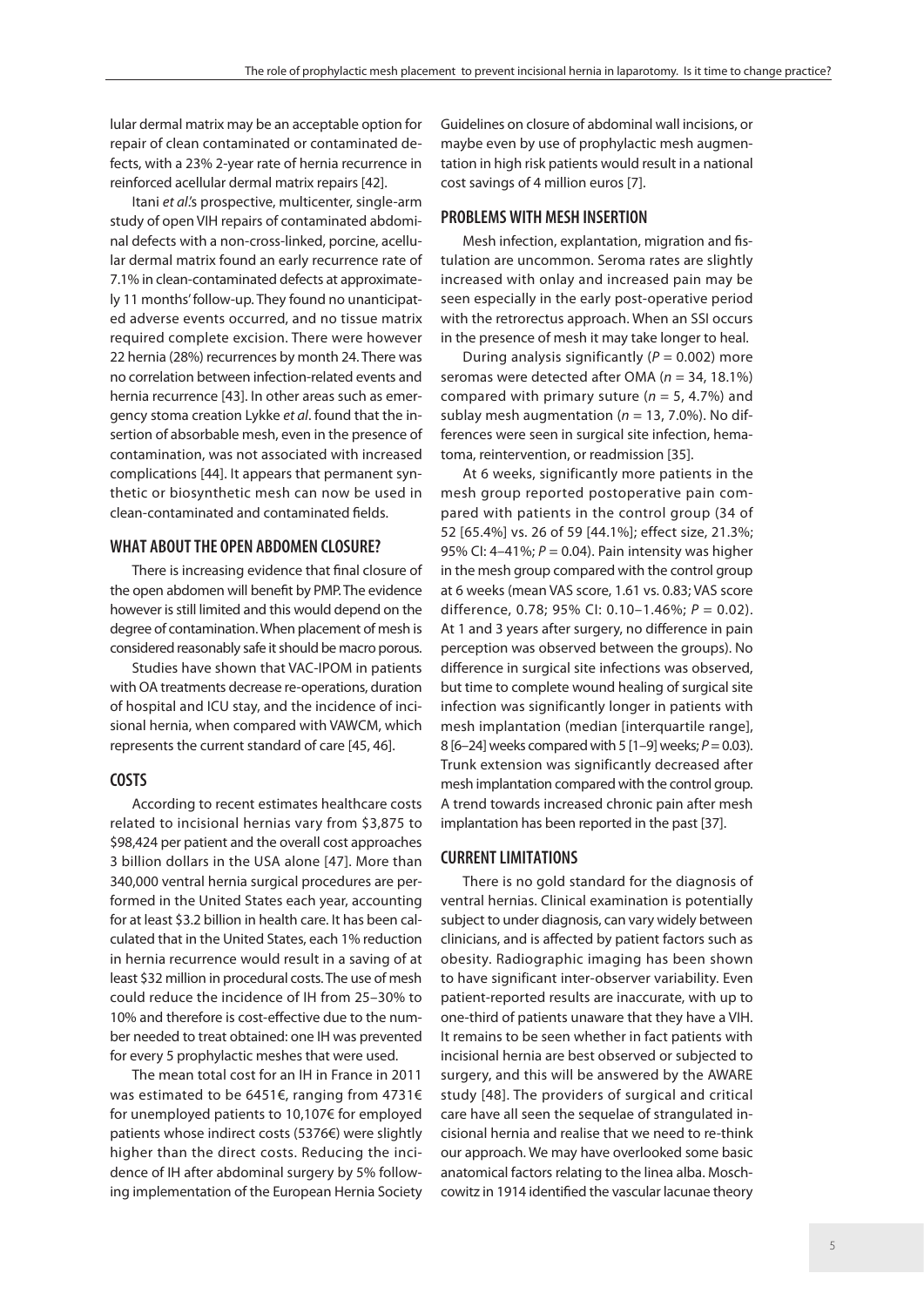lular dermal matrix may be an acceptable option for repair of clean contaminated or contaminated defects, with a 23% 2-year rate of hernia recurrence in reinforced acellular dermal matrix repairs [42].

Itani *et al*.'s prospective, multicenter, single-arm study of open VIH repairs of contaminated abdominal defects with a non-cross-linked, porcine, acellular dermal matrix found an early recurrence rate of 7.1% in clean-contaminated defects at approximately 11 months' follow-up. They found no unanticipated adverse events occurred, and no tissue matrix required complete excision. There were however 22 hernia (28%) recurrences by month 24. There was no correlation between infection-related events and hernia recurrence [43]. In other areas such as emergency stoma creation Lykke *et al*. found that the insertion of absorbable mesh, even in the presence of contamination, was not associated with increased complications [44]. It appears that permanent synthetic or biosynthetic mesh can now be used in clean-contaminated and contaminated fields.

## WHAT ABOUT THE OPEN ABDOMEN CLOSURE?

There is increasing evidence that final closure of the open abdomen will benefit by PMP. The evidence however is still limited and this would depend on the degree of contamination. When placement of mesh is considered reasonably safe it should be macro porous.

Studies have shown that VAC-IPOM in patients with OA treatments decrease re-operations, duration of hospital and ICU stay, and the incidence of incisional hernia, when compared with VAWCM, which represents the current standard of care [45, 46].

## COSTS

According to recent estimates healthcare costs related to incisional hernias vary from $3,875 to $98,424 per patient and the overall cost approaches 3 billion dollars in the USA alone [47]. More than 340,000 ventral hernia surgical procedures are performed in the United States each year, accounting for at least $3.2 billion in health care. It has been calculated that in the United States, each 1% reduction in hernia recurrence would result in a saving of at least $32 million in procedural costs. The use of mesh could reduce the incidence of IH from 25–30% to 10% and therefore is cost-effective due to the number needed to treat obtained: one IH was prevented for every 5 prophylactic meshes that were used.

The mean total cost for an IH in France in 2011 was estimated to be 6451€, ranging from 4731€ for unemployed patients to 10,107€ for employed patients whose indirect costs (5376€) were slightly higher than the direct costs. Reducing the incidence of IH after abdominal surgery by 5% following implementation of the European Hernia Society Guidelines on closure of abdominal wall incisions, or maybe even by use of prophylactic mesh augmentation in high risk patients would result in a national cost savings of 4 million euros [7].

## PROBLEMS WITH MESH INSERTION

Mesh infection, explantation, migration and fistulation are uncommon. Seroma rates are slightly increased with onlay and increased pain may be seen especially in the early post-operative period with the retrorectus approach. When an SSI occurs in the presence of mesh it may take longer to heal.

During analysis significantly ($P = 0.002$) more seromas were detected after OMA ($n = 34$, 18.1%) compared with primary suture ($n = 5$, 4.7%) and sublay mesh augmentation ($n = 13$, 7.0%). No differences were seen in surgical site infection, hematoma, reintervention, or readmission [35].

At 6 weeks, significantly more patients in the mesh group reported postoperative pain compared with patients in the control group (34 of 52 [65.4%] vs. 26 of 59 [44.1%]; effect size, 21.3%; 95% CI: 4–41%; $P = 0.04$). Pain intensity was higher in the mesh group compared with the control group at 6 weeks (mean VAS score, 1.61 vs. 0.83; VAS score difference, 0.78; 95% CI: 0.10–1.46%; $P = 0.02$). At 1 and 3 years after surgery, no difference in pain perception was observed between the groups). No difference in surgical site infections was observed, but time to complete wound healing of surgical site infection was significantly longer in patients with mesh implantation (median [interquartile range], 8 [6–24] weeks compared with 5 [1–9] weeks; $P = 0.03$). Trunk extension was significantly decreased after mesh implantation compared with the control group. A trend towards increased chronic pain after mesh implantation has been reported in the past [37].

## CURRENT LIMITATIONS

There is no gold standard for the diagnosis of ventral hernias. Clinical examination is potentially subject to under diagnosis, can vary widely between clinicians, and is affected by patient factors such as obesity. Radiographic imaging has been shown to have significant inter-observer variability. Even patient-reported results are inaccurate, with up to one-third of patients unaware that they have a VIH. It remains to be seen whether in fact patients with incisional hernia are best observed or subjected to surgery, and this will be answered by the AWARE study [48]. The providers of surgical and critical care have all seen the sequelae of strangulated incisional hernia and realise that we need to re-think our approach. We may have overlooked some basic anatomical factors relating to the linea alba. Moschcowitz in 1914 identified the vascular lacunae theory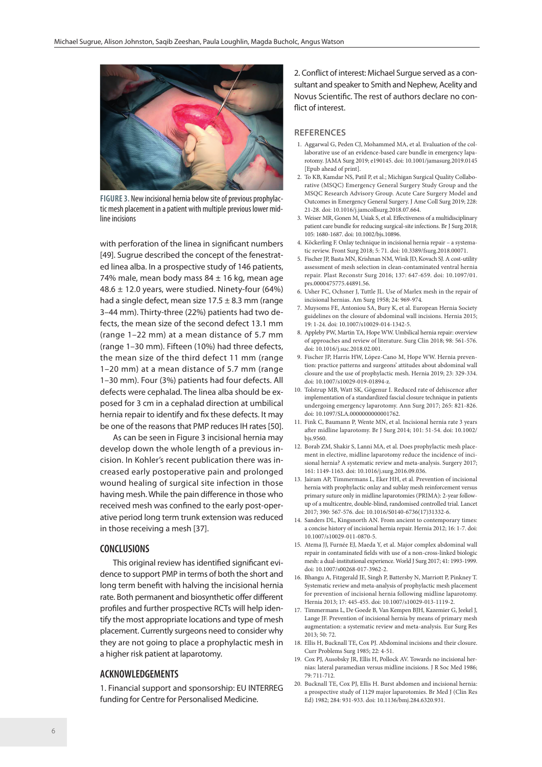**FIGURE 3.** New incisional hernia below site of previous prophylactic mesh placement in a patient with multiple previous lower midline incisions

with perforation of the linea in significant numbers [49]. Sugrue described the concept of the fenestrated linea alba. In a prospective study of 146 patients, 74% male, mean body mass 84 ± 16 kg, mean age 48.6 ± 12.0 years, were studied. Ninety-four (64%) had a single defect, mean size 17.5 ± 8.3 mm (range 3–44 mm). Thirty-three (22%) patients had two defects, the mean size of the second defect 13.1 mm (range 1–22 mm) at a mean distance of 5.7 mm (range 1–30 mm). Fifteen (10%) had three defects, the mean size of the third defect 11 mm (range 1–20 mm) at a mean distance of 5.7 mm (range 1–30 mm). Four (3%) patients had four defects. All defects were cephalad. The linea alba should be exposed for 3 cm in a cephalad direction at umbilical hernia repair to identify and fix these defects. It may be one of the reasons that PMP reduces IH rates [50].

As can be seen in Figure 3 incisional hernia may develop down the whole length of a previous incision. In Kohler's recent publication there was increased early postoperative pain and prolonged wound healing of surgical site infection in those having mesh. While the pain difference in those who received mesh was confined to the early post-operative period long term trunk extension was reduced in those receiving a mesh [37].

## CONCLUSIONS

This original review has identified significant evidence to support PMP in terms of both the short and long term benefit with halving the incisional hernia rate. Both permanent and biosynthetic offer different profiles and further prospective RCTs will help identify the most appropriate locations and type of mesh placement. Currently surgeons need to consider why they are not going to place a prophylactic mesh in a higher risk patient at laparotomy.

## ACKNOWLEDGEMENTS

1. Financial support and sponsorship: EU INTERREG funding for Centre for Personalised Medicine.

2. Conflict of interest: Michael Surgue served as a consultant and speaker to Smith and Nephew, Acelity and Novus Scientific. The rest of authors declare no conflict of interest.

## REFERENCES

1. Aggarwal G, Peden CJ, Mohammed MA, et al. Evaluation of the collaborative use of an evidence-based care bundle in emergency laparotomy. JAMA Surg 2019; e190145. doi: 10.1001/jamasurg.2019.0145 [Epub ahead of print].
2. To KB, Kamdar NS, Patil P, et al.; Michigan Surgical Quality Collaborative (MSQC) Emergency General Surgery Study Group and the MSQC Research Advisory Group. Acute Care Surgery Model and Outcomes in Emergency General Surgery. J Ame Coll Surg 2019; 228: 21-28. doi: 10.1016/j.jamcollsurg.2018.07.664.
3. Weiser MR, Gonen M, Usiak S, et al. Effectiveness of a multidisciplinary patient care bundle for reducing surgical-site infections. Br J Surg 2018; 105: 1680-1687. doi: 10.1002/bjs.10896.
4. Köckerling F. Onlay technique in incisional hernia repair – a systematic review. Front Surg 2018; 5: 71. doi: 10.3389/fsurg.2018.00071.
5. Fischer JP, Basta MN, Krishnan NM, Wink JD, Kovach SJ. A cost-utility assessment of mesh selection in clean-contaminated ventral hernia repair. Plast Reconstr Surg 2016; 137: 647-659. doi: 10.1097/01.prs.0000475775.44891.56.
6. Usher FC, Ochsner J, Tuttle JL. Use of Marlex mesh in the repair of incisional hernias. Am Surg 1958; 24: 969-974.
7. Muysoms FE, Antoniou SA, Bury K, et al. European Hernia Society guidelines on the closure of abdominal wall incisions. Hernia 2015; 19: 1-24. doi: 10.1007/s10029-014-1342-5.
8. Appleby PW, Martin TA, Hope WW. Umbilical hernia repair: overview of approaches and review of literature. Surg Clin 2018; 98: 561-576. doi: 10.1016/j.suc.2018.02.001.
9. Fischer JP, Harris HW, López-Cano M, Hope WW. Hernia prevention: practice patterns and surgeons' attitudes about abdominal wall closure and the use of prophylactic mesh. Hernia 2019; 23: 329-334. doi: 10.1007/s10029-019-01894-z.
10. Tolstrup MB, Watt SK, Gögenur I. Reduced rate of dehiscence after implementation of a standardized fascial closure technique in patients undergoing emergency laparotomy. Ann Surg 2017; 265: 821-826. doi: 10.1097/SLA.0000000000001762.
11. Fink C, Baumann P, Wente MN, et al. Incisional hernia rate 3 years after midline laparotomy. Br J Surg 2014; 101: 51-54. doi: 10.1002/bjs.9560.
12. Borab ZM, Shakir S, Lanni MA, et al. Does prophylactic mesh placement in elective, midline laparotomy reduce the incidence of incisional hernia? A systematic review and meta-analysis. Surgery 2017; 161: 1149-1163. doi: 10.1016/j.surg.2016.09.036.
13. Jairam AP, Timmermans L, Eker HH, et al. Prevention of incisional hernia with prophylactic onlay and sublay mesh reinforcement versus primary suture only in midline laparotomies (PRIMA): 2-year follow-up of a multicentre, double-blind, randomised controlled trial. Lancet 2017; 390: 567-576. doi: 10.1016/S0140-6736(17)31332-6.
14. Sanders DL, Kingsnorth AN. From ancient to contemporary times: a concise history of incisional hernia repair. Hernia 2012; 16: 1-7. doi: 10.1007/s10029-011-0870-5.
15. Atema JJ, Furnée EJ, Maeda Y, et al. Major complex abdominal wall repair in contaminated fields with use of a non-cross-linked biologic mesh: a dual-institutional experience. World J Surg 2017; 41: 1993-1999. doi: 10.1007/s00268-017-3962-2.
16. Bhangu A, Fitzgerald JE, Singh P, Battersby N, Marriott P, Pinkney T. Systematic review and meta-analysis of prophylactic mesh placement for prevention of incisional hernia following midline laparotomy. Hernia 2013; 17: 445-455. doi: 10.1007/s10029-013-1119-2.
17. Timmermans L, De Goede B, Van Kempen BJH, Kazemier G, Jeekel J, Lange JF. Prevention of incisional hernia by means of primary mesh augmentation: a systematic review and meta-analysis. Eur Surg Res 2013; 50: 72.
18. Ellis H, Bucknall TE, Cox PJ. Abdominal incisions and their closure. Curr Problems Surg 1985; 22: 4-51.
19. Cox PJ, Ausobsky JR, Ellis H, Pollock AV. Towards no incisional hernias: lateral paramedian versus midline incisions. J R Soc Med 1986; 79: 711-712.
20. Bucknall TE, Cox PJ, Ellis H. Burst abdomen and incisional hernia: a prospective study of 1129 major laparotomies. Br Med J (Clin Res Ed) 1982; 284: 931-933. doi: 10.1136/bmj.284.6320.931.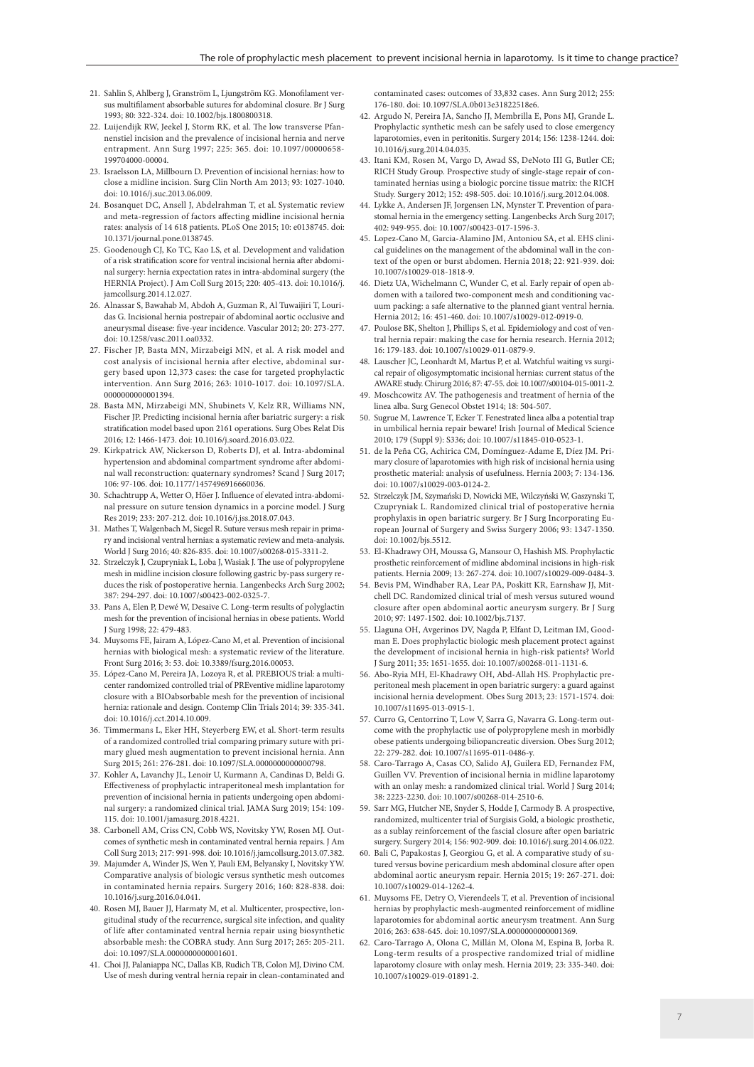21. Sahlin S, Ahlberg J, Granström L, Ljungström KG. Monofilament versus multifilament absorbable sutures for abdominal closure. Br J Surg 1993; 80: 322-324. doi: 10.1002/bjs.1800800318.
22. Luijendijk RW, Jeekel J, Storm RK, et al. The low transverse Pfannenstiel incision and the prevalence of incisional hernia and nerve entrapment. Ann Surg 1997; 225: 365. doi: 10.1097/00000658-199704000-00004.
23. Israelsson LA, Millbourn D. Prevention of incisional hernias: how to close a midline incision. Surg Clin North Am 2013; 93: 1027-1040. doi: 10.1016/j.suc.2013.06.009.
24. Bosanquet DC, Ansell J, Abdelrahman T, et al. Systematic review and meta-regression of factors affecting midline incisional hernia rates: analysis of 14 618 patients. PLoS One 2015; 10: e0138745. doi: 10.1371/journal.pone.0138745.
25. Goodenough CJ, Ko TC, Kao LS, et al. Development and validation of a risk stratification score for ventral incisional hernia after abdominal surgery: hernia expectation rates in intra-abdominal surgery (the HERNIA Project). J Am Coll Surg 2015; 220: 405-413. doi: 10.1016/j.jamcollsurg.2014.12.027.
26. Alnassar S, Bawahab M, Abdoh A, Guzman R, Al Tuwaijiri T, Louridas G. Incisional hernia postrepair of abdominal aortic occlusive and aneurysmal disease: five-year incidence. Vascular 2012; 20: 273-277. doi: 10.1258/vasc.2011.oa0332.
27. Fischer JP, Basta MN, Mirzabeigi MN, et al. A risk model and cost analysis of incisional hernia after elective, abdominal surgery based upon 12,373 cases: the case for targeted prophylactic intervention. Ann Surg 2016; 263: 1010-1017. doi: 10.1097/SLA.0000000000001394.
28. Basta MN, Mirzabeigi MN, Shubinets V, Kelz RR, Williams NN, Fischer JP. Predicting incisional hernia after bariatric surgery: a risk stratification model based upon 2161 operations. Surg Obes Relat Dis 2016; 12: 1466-1473. doi: 10.1016/j.soard.2016.03.022.
29. Kirkpatrick AW, Nickerson D, Roberts DJ, et al. Intra-abdominal hypertension and abdominal compartment syndrome after abdominal wall reconstruction: quaternary syndromes? Scand J Surg 2017; 106: 97-106. doi: 10.1177/1457496916660036.
30. Schachtrupp A, Wetter O, Höer J. Influence of elevated intra-abdominal pressure on suture tension dynamics in a porcine model. J Surg Res 2019; 233: 207-212. doi: 10.1016/j.jss.2018.07.043.
31. Mathes T, Walgenbach M, Siegel R. Suture versus mesh repair in primary and incisional ventral hernias: a systematic review and meta-analysis. World J Surg 2016; 40: 826-835. doi: 10.1007/s00268-015-3311-2.
32. Strzelczyk J, Czupryniak L, Loba J, Wasiak J. The use of polypropylene mesh in midline incision closure following gastric by-pass surgery reduces the risk of postoperative hernia. Langenbecks Arch Surg 2002; 387: 294-297. doi: 10.1007/s00423-002-0325-7.
33. Pans A, Elen P, Dewé W, Desaive C. Long-term results of polyglactin mesh for the prevention of incisional hernias in obese patients. World J Surg 1998; 22: 479-483.
34. Muysoms FE, Jairam A, López-Cano M, et al. Prevention of incisional hernias with biological mesh: a systematic review of the literature. Front Surg 2016; 3: 53. doi: 10.3389/fsurg.2016.00053.
35. López-Cano M, Pereira JA, Lozoya R, et al. PREBIOUS trial: a multicenter randomized controlled trial of PREventive midline laparotomy closure with a BIOabsorbable mesh for the prevention of incisional hernia: rationale and design. Contemp Clin Trials 2014; 39: 335-341. doi: 10.1016/j.cct.2014.10.009.
36. Timmermans L, Eker HH, Steyerberg EW, et al. Short-term results of a randomized controlled trial comparing primary suture with primary glued mesh augmentation to prevent incisional hernia. Ann Surg 2015; 261: 276-281. doi: 10.1097/SLA.0000000000000798.
37. Kohler A, Lavanchy JL, Lenoir U, Kurmann A, Candinas D, Beldi G. Effectiveness of prophylactic intraperitoneal mesh implantation for prevention of incisional hernia in patients undergoing open abdominal surgery: a randomized clinical trial. JAMA Surg 2019; 154: 109-115. doi: 10.1001/jamasurg.2018.4221.
38. Carbonell AM, Criss CN, Cobb WS, Novitsky YW, Rosen MJ. Outcomes of synthetic mesh in contaminated ventral hernia repairs. J Am Coll Surg 2013; 217: 991-998. doi: 10.1016/j.jamcollsurg.2013.07.382.
39. Majumder A, Winder JS, Wen Y, Pauli EM, Belyansky I, Novitsky YW. Comparative analysis of biologic versus synthetic mesh outcomes in contaminated hernia repairs. Surgery 2016; 160: 828-838. doi: 10.1016/j.surg.2016.04.041.
40. Rosen MJ, Bauer JJ, Harmaty M, et al. Multicenter, prospective, longitudinal study of the recurrence, surgical site infection, and quality of life after contaminated ventral hernia repair using biosynthetic absorbable mesh: the COBRA study. Ann Surg 2017; 265: 205-211. doi: 10.1097/SLA.0000000000001601.
41. Choi JJ, Palaniappa NC, Dallas KB, Rudich TB, Colon MJ, Divino CM. Use of mesh during ventral hernia repair in clean-contaminated and contaminated cases: outcomes of 33,832 cases. Ann Surg 2012; 255: 176-180. doi: 10.1097/SLA.0b013e31822518e6.
42. Argudo N, Pereira JA, Sancho JJ, Membrilla E, Pons MJ, Grande L. Prophylactic synthetic mesh can be safely used to close emergency laparotomies, even in peritonitis. Surgery 2014; 156: 1238-1244. doi: 10.1016/j.surg.2014.04.035.
43. Itani KM, Rosen M, Vargo D, Awad SS, DeNoto III G, Butler CE; RICH Study Group. Prospective study of single-stage repair of contaminated hernias using a biologic porcine tissue matrix: the RICH Study. Surgery 2012; 152: 498-505. doi: 10.1016/j.surg.2012.04.008.
44. Lykke A, Andersen JF, Jorgensen LN, Mynster T. Prevention of parastomal hernia in the emergency setting. Langenbecks Arch Surg 2017; 402: 949-955. doi: 10.1007/s00423-017-1596-3.
45. Lopez-Cano M, Garcia-Alamino JM, Antoniou SA, et al. EHS clinical guidelines on the management of the abdominal wall in the context of the open or burst abdomen. Hernia 2018; 22: 921-939. doi: 10.1007/s10029-018-1818-9.
46. Dietz UA, Wichelmann C, Wunder C, et al. Early repair of open abdomen with a tailored two-component mesh and conditioning vacuum packing: a safe alternative to the planned giant ventral hernia. Hernia 2012; 16: 451-460. doi: 10.1007/s10029-012-0919-0.
47. Poulose BK, Shelton J, Phillips S, et al. Epidemiology and cost of ventral hernia repair: making the case for hernia research. Hernia 2012; 16: 179-183. doi: 10.1007/s10029-011-0879-9.
48. Lauscher JC, Leonhardt M, Martus P, et al. Watchful waiting vs surgical repair of oligosymptomatic incisional hernias: current status of the AWARE study. Chirurg 2016; 87: 47-55. doi: 10.1007/s00104-015-0011-2.
49. Moschcowitz AV. The pathogenesis and treatment of hernia of the linea alba. Surg Gynecol Obstet 1914; 18: 504-507.
50. Sugrue M, Lawrence T, Ecker T. Fenestrated linea alba a potential trap in umbilical hernia repair beware! Irish Journal of Medical Science 2010; 179 (Suppl 9): S336; doi: 10.1007/s11845-010-0523-1.
51. de la Peña CG, Achirica CM, Domínguez-Adame E, Díez JM. Primary closure of laparotomies with high risk of incisional hernia using prosthetic material: analysis of usefulness. Hernia 2003; 7: 134-136. doi: 10.1007/s10029-003-0124-2.
52. Strzelczyk JM, Szymański D, Nowicki ME, Wilczyński W, Gaszynski T, Czupryniak L. Randomized clinical trial of postoperative hernia prophylaxis in open bariatric surgery. Br J Surg Incorporating European Journal of Surgery and Swiss Surgery 2006; 93: 1347-1350. doi: 10.1002/bjs.5512.
53. El-Khadrawy OH, Moussa G, Mansour O, Hashish MS. Prophylactic prosthetic reinforcement of midline abdominal incisions in high-risk patients. Hernia 2009; 13: 267-274. doi: 10.1007/s10029-009-0484-3.
54. Bevis PM, Windhaber RA, Lear PA, Poskitt KR, Earnshaw JJ, Mitchell DC. Randomized clinical trial of mesh versus sutured wound closure after open abdominal aortic aneurysm surgery. Br J Surg 2010; 97: 1497-1502. doi: 10.1002/bjs.7137.
55. Llaguna OH, Avgerinos DV, Nagda P, Elfant D, Leitman IM, Goodman E. Does prophylactic biologic mesh placement protect against the development of incisional hernia in high-risk patients? World J Surg 2011; 35: 1651-1655. doi: 10.1007/s00268-011-1131-6.
56. Abo-Ryia MH, El-Khadrawy OH, Abd-Allah HS. Prophylactic preperitoneal mesh placement in open bariatric surgery: a guard against incisional hernia development. Obes Surg 2013; 23: 1571-1574. doi: 10.1007/s11695-013-0915-1.
57. Curro G, Centorrino T, Low V, Sarra G, Navarra G. Long-term outcome with the prophylactic use of polypropylene mesh in morbidly obese patients undergoing biliopancreatic diversion. Obes Surg 2012; 22: 279-282. doi: 10.1007/s11695-011-0486-y.
58. Caro-Tarrago A, Casas CO, Salido AJ, Guilera ED, Fernandez FM, Guillen VV. Prevention of incisional hernia in midline laparotomy with an onlay mesh: a randomized clinical trial. World J Surg 2014; 38: 2223-2230. doi: 10.1007/s00268-014-2510-6.
59. Sarr MG, Hutcher NE, Snyder S, Hodde J, Carmody B. A prospective, randomized, multicenter trial of Surgisis Gold, a biologic prosthetic, as a sublay reinforcement of the fascial closure after open bariatric surgery. Surgery 2014; 156: 902-909. doi: 10.1016/j.surg.2014.06.022.
60. Bali C, Papakostas J, Georgiou G, et al. A comparative study of sutured versus bovine pericardium mesh abdominal closure after open abdominal aortic aneurysm repair. Hernia 2015; 19: 267-271. doi: 10.1007/s10029-014-1262-4.
61. Muysoms FE, Detry O, Vierendeels T, et al. Prevention of incisional hernias by prophylactic mesh-augmented reinforcement of midline laparotomies for abdominal aortic aneurysm treatment. Ann Surg 2016; 263: 638-645. doi: 10.1097/SLA.0000000000001369.
62. Caro-Tarrago A, Olona C, Millán M, Olona M, Espina B, Jorba R. Long-term results of a prospective randomized trial of midline laparotomy closure with onlay mesh. Hernia 2019; 23: 335-340. doi: 10.1007/s10029-019-01891-2.